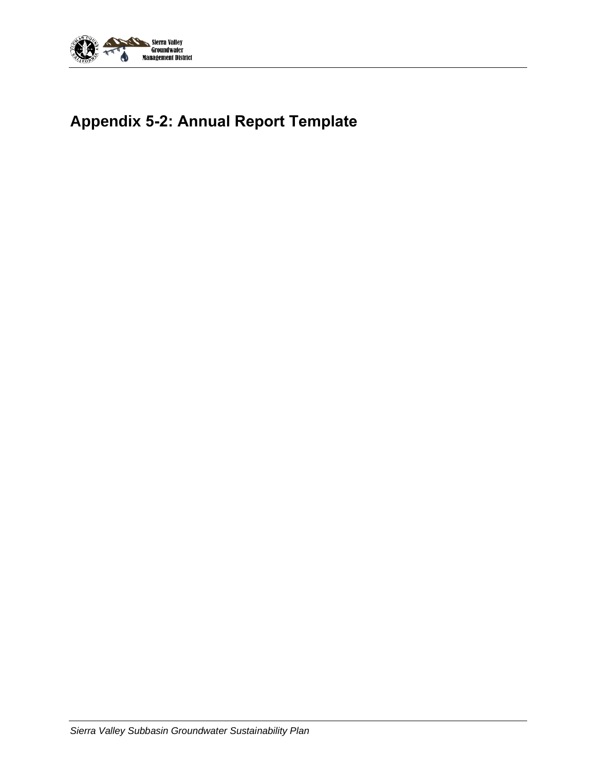# Appendix 5-2: Annual Report Template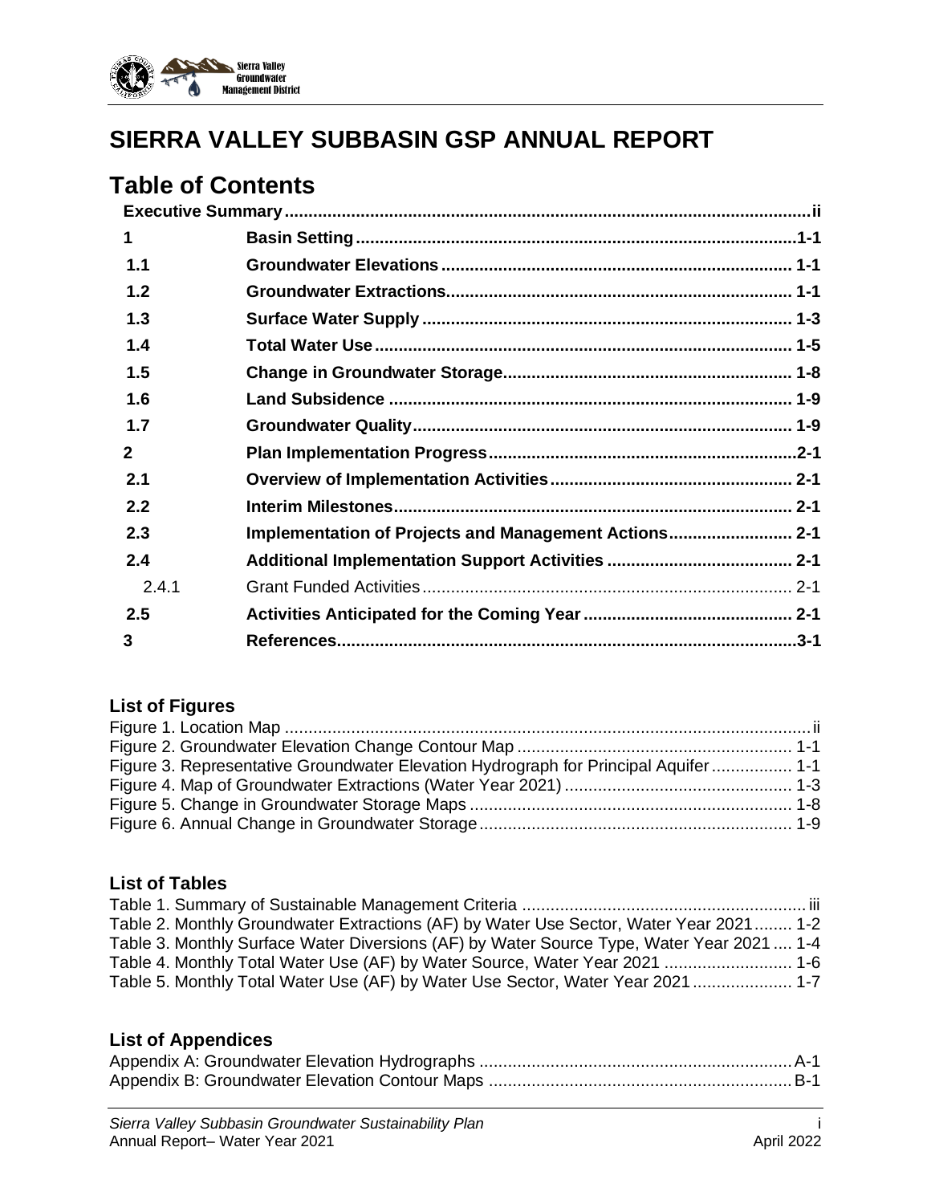# SIERRA VALLEY SUBBASIN GSP ANNUAL REPORT

## Table of Contents

| | | |
|---|---|---|
| **Executive Summary** | | **ii** |
| **1** | **Basin Setting** | **1-1** |
| **1.1** | **Groundwater Elevations** | **1-1** |
| **1.2** | **Groundwater Extractions** | **1-1** |
| **1.3** | **Surface Water Supply** | **1-3** |
| **1.4** | **Total Water Use** | **1-5** |
| **1.5** | **Change in Groundwater Storage** | **1-8** |
| **1.6** | **Land Subsidence** | **1-9** |
| **1.7** | **Groundwater Quality** | **1-9** |
| **2** | **Plan Implementation Progress** | **2-1** |
| **2.1** | **Overview of Implementation Activities** | **2-1** |
| **2.2** | **Interim Milestones** | **2-1** |
| **2.3** | **Implementation of Projects and Management Actions** | **2-1** |
| **2.4** | **Additional Implementation Support Activities** | **2-1** |
| 2.4.1 | Grant Funded Activities | 2-1 |
| **2.5** | **Activities Anticipated for the Coming Year** | **2-1** |
| **3** | **References** | **3-1** |

### List of Figures

- Figure 1. Location Map ... ii
- Figure 2. Groundwater Elevation Change Contour Map ... 1-1
- Figure 3. Representative Groundwater Elevation Hydrograph for Principal Aquifer ... 1-1
- Figure 4. Map of Groundwater Extractions (Water Year 2021) ... 1-3
- Figure 5. Change in Groundwater Storage Maps ... 1-8
- Figure 6. Annual Change in Groundwater Storage ... 1-9

### List of Tables

- Table 1. Summary of Sustainable Management Criteria ... iii
- Table 2. Monthly Groundwater Extractions (AF) by Water Use Sector, Water Year 2021 ... 1-2
- Table 3. Monthly Surface Water Diversions (AF) by Water Source Type, Water Year 2021 ... 1-4
- Table 4. Monthly Total Water Use (AF) by Water Source, Water Year 2021 ... 1-6
- Table 5. Monthly Total Water Use (AF) by Water Use Sector, Water Year 2021 ... 1-7

### List of Appendices

- Appendix A: Groundwater Elevation Hydrographs ... A-1
- Appendix B: Groundwater Elevation Contour Maps ... B-1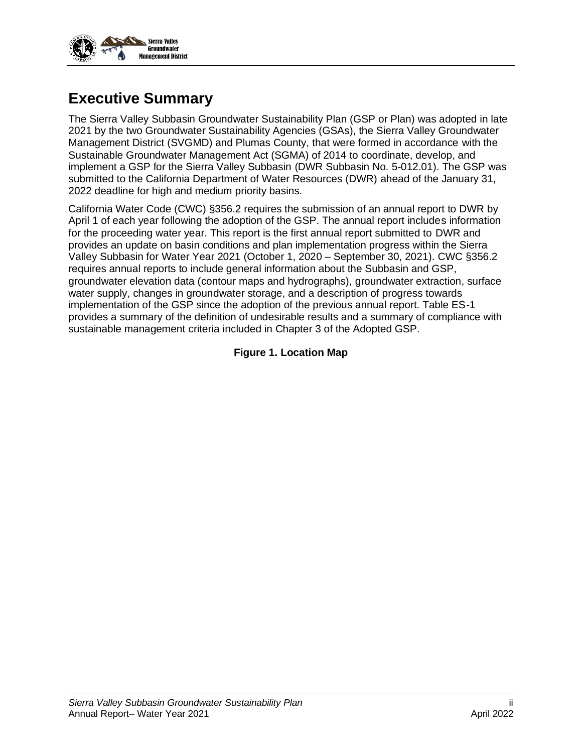# Executive Summary

The Sierra Valley Subbasin Groundwater Sustainability Plan (GSP or Plan) was adopted in late 2021 by the two Groundwater Sustainability Agencies (GSAs), the Sierra Valley Groundwater Management District (SVGMD) and Plumas County, that were formed in accordance with the Sustainable Groundwater Management Act (SGMA) of 2014 to coordinate, develop, and implement a GSP for the Sierra Valley Subbasin (DWR Subbasin No. 5-012.01). The GSP was submitted to the California Department of Water Resources (DWR) ahead of the January 31, 2022 deadline for high and medium priority basins.

California Water Code (CWC) §356.2 requires the submission of an annual report to DWR by April 1 of each year following the adoption of the GSP. The annual report includes information for the proceeding water year. This report is the first annual report submitted to DWR and provides an update on basin conditions and plan implementation progress within the Sierra Valley Subbasin for Water Year 2021 (October 1, 2020 – September 30, 2021). CWC §356.2 requires annual reports to include general information about the Subbasin and GSP, groundwater elevation data (contour maps and hydrographs), groundwater extraction, surface water supply, changes in groundwater storage, and a description of progress towards implementation of the GSP since the adoption of the previous annual report. Table ES-1 provides a summary of the definition of undesirable results and a summary of compliance with sustainable management criteria included in Chapter 3 of the Adopted GSP.

**Figure 1. Location Map**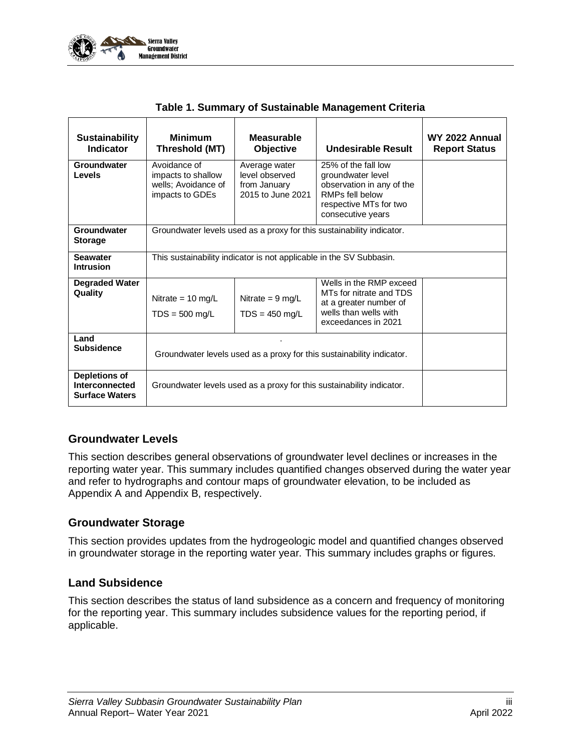**Table 1. Summary of Sustainable Management Criteria**

| Sustainability Indicator | Minimum Threshold (MT) | Measurable Objective | Undesirable Result | WY 2022 Annual Report Status |
|---|---|---|---|---|
| **Groundwater Levels** | Avoidance of impacts to shallow wells; Avoidance of impacts to GDEs | Average water level observed from January 2015 to June 2021 | 25% of the fall low groundwater level observation in any of the RMPs fell below respective MTs for two consecutive years | |
| **Groundwater Storage** | Groundwater levels used as a proxy for this sustainability indicator. | | | |
| **Seawater Intrusion** | This sustainability indicator is not applicable in the SV Subbasin. | | | |
| **Degraded Water Quality** | Nitrate = 10 mg/L<br>TDS = 500 mg/L | Nitrate = 9 mg/L<br>TDS = 450 mg/L | Wells in the RMP exceed MTs for nitrate and TDS at a greater number of wells than wells with exceedances in 2021 | |
| **Land Subsidence** | .<br>Groundwater levels used as a proxy for this sustainability indicator. | | | |
| **Depletions of Interconnected Surface Waters** | Groundwater levels used as a proxy for this sustainability indicator. | | | |

## Groundwater Levels

This section describes general observations of groundwater level declines or increases in the reporting water year. This summary includes quantified changes observed during the water year and refer to hydrographs and contour maps of groundwater elevation, to be included as Appendix A and Appendix B, respectively.

## Groundwater Storage

This section provides updates from the hydrogeologic model and quantified changes observed in groundwater storage in the reporting water year. This summary includes graphs or figures.

## Land Subsidence

This section describes the status of land subsidence as a concern and frequency of monitoring for the reporting year. This summary includes subsidence values for the reporting period, if applicable.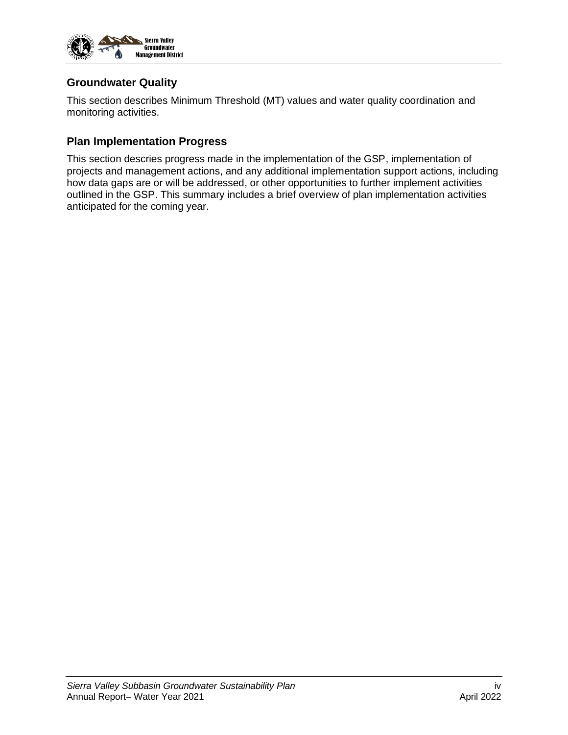## Groundwater Quality

This section describes Minimum Threshold (MT) values and water quality coordination and monitoring activities.

## Plan Implementation Progress

This section descries progress made in the implementation of the GSP, implementation of projects and management actions, and any additional implementation support actions, including how data gaps are or will be addressed, or other opportunities to further implement activities outlined in the GSP. This summary includes a brief overview of plan implementation activities anticipated for the coming year.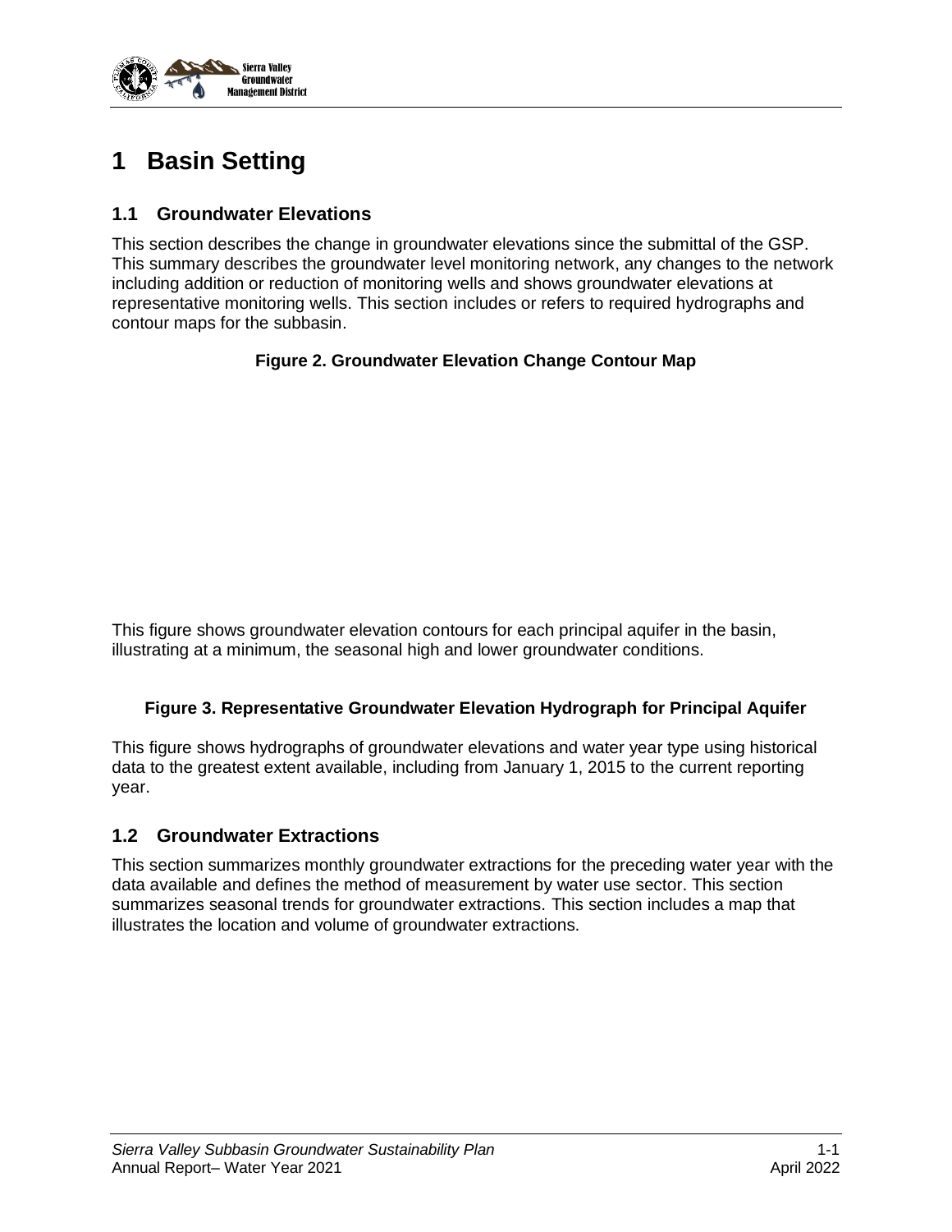# 1 Basin Setting

## 1.1 Groundwater Elevations

This section describes the change in groundwater elevations since the submittal of the GSP. This summary describes the groundwater level monitoring network, any changes to the network including addition or reduction of monitoring wells and shows groundwater elevations at representative monitoring wells. This section includes or refers to required hydrographs and contour maps for the subbasin.

**Figure 2. Groundwater Elevation Change Contour Map**

This figure shows groundwater elevation contours for each principal aquifer in the basin, illustrating at a minimum, the seasonal high and lower groundwater conditions.

**Figure 3. Representative Groundwater Elevation Hydrograph for Principal Aquifer**

This figure shows hydrographs of groundwater elevations and water year type using historical data to the greatest extent available, including from January 1, 2015 to the current reporting year.

## 1.2 Groundwater Extractions

This section summarizes monthly groundwater extractions for the preceding water year with the data available and defines the method of measurement by water use sector. This section summarizes seasonal trends for groundwater extractions. This section includes a map that illustrates the location and volume of groundwater extractions.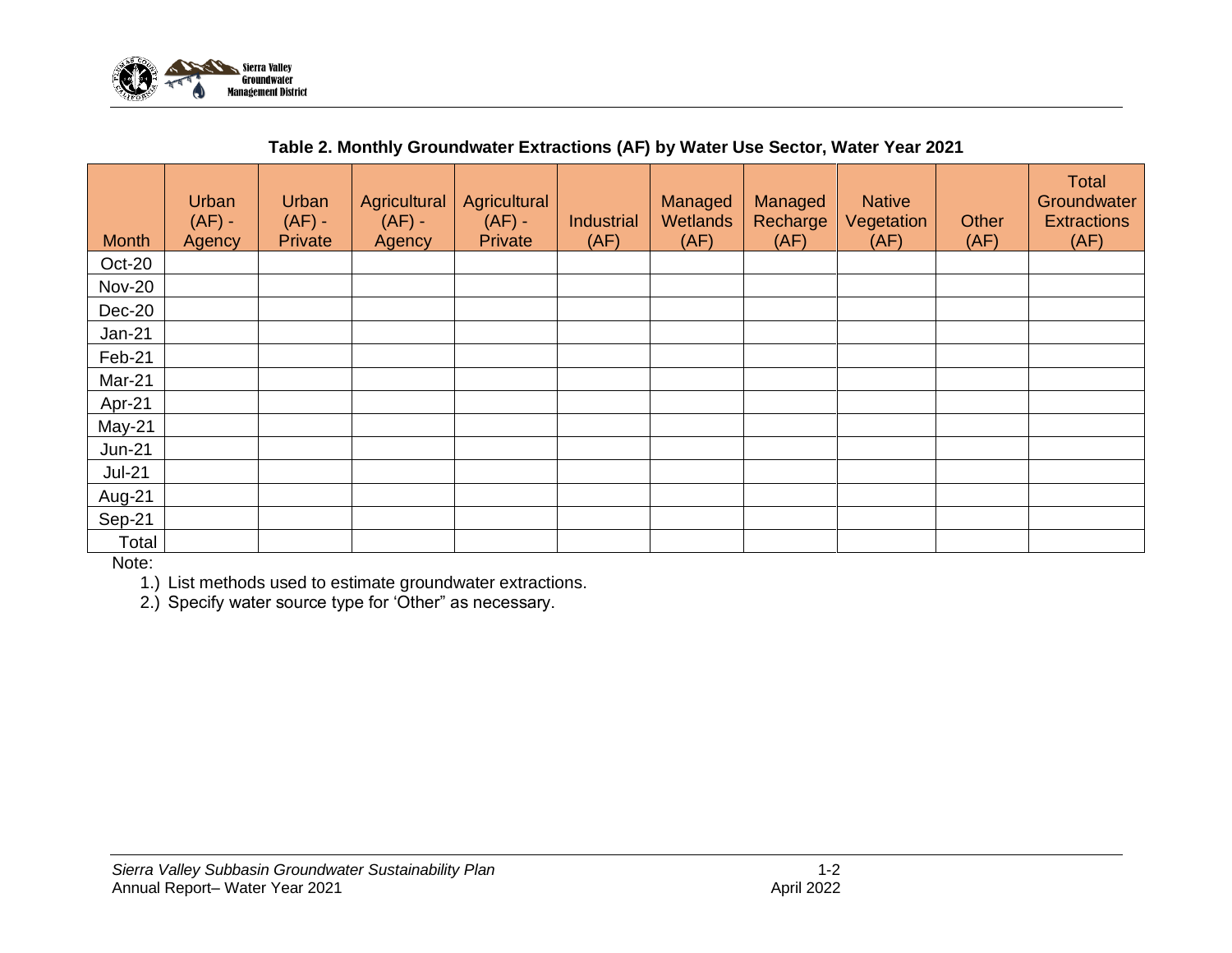**Table 2. Monthly Groundwater Extractions (AF) by Water Use Sector, Water Year 2021**

| Month | Urban (AF) - Agency | Urban (AF) - Private | Agricultural (AF) - Agency | Agricultural (AF) - Private | Industrial (AF) | Managed Wetlands (AF) | Managed Recharge (AF) | Native Vegetation (AF) | Other (AF) | Total Groundwater Extractions (AF) |
|---|---|---|---|---|---|---|---|---|---|---|
| Oct-20 | | | | | | | | | | |
| Nov-20 | | | | | | | | | | |
| Dec-20 | | | | | | | | | | |
| Jan-21 | | | | | | | | | | |
| Feb-21 | | | | | | | | | | |
| Mar-21 | | | | | | | | | | |
| Apr-21 | | | | | | | | | | |
| May-21 | | | | | | | | | | |
| Jun-21 | | | | | | | | | | |
| Jul-21 | | | | | | | | | | |
| Aug-21 | | | | | | | | | | |
| Sep-21 | | | | | | | | | | |
| Total | | | | | | | | | | |

Note:

1.) List methods used to estimate groundwater extractions.

2.) Specify water source type for 'Other" as necessary.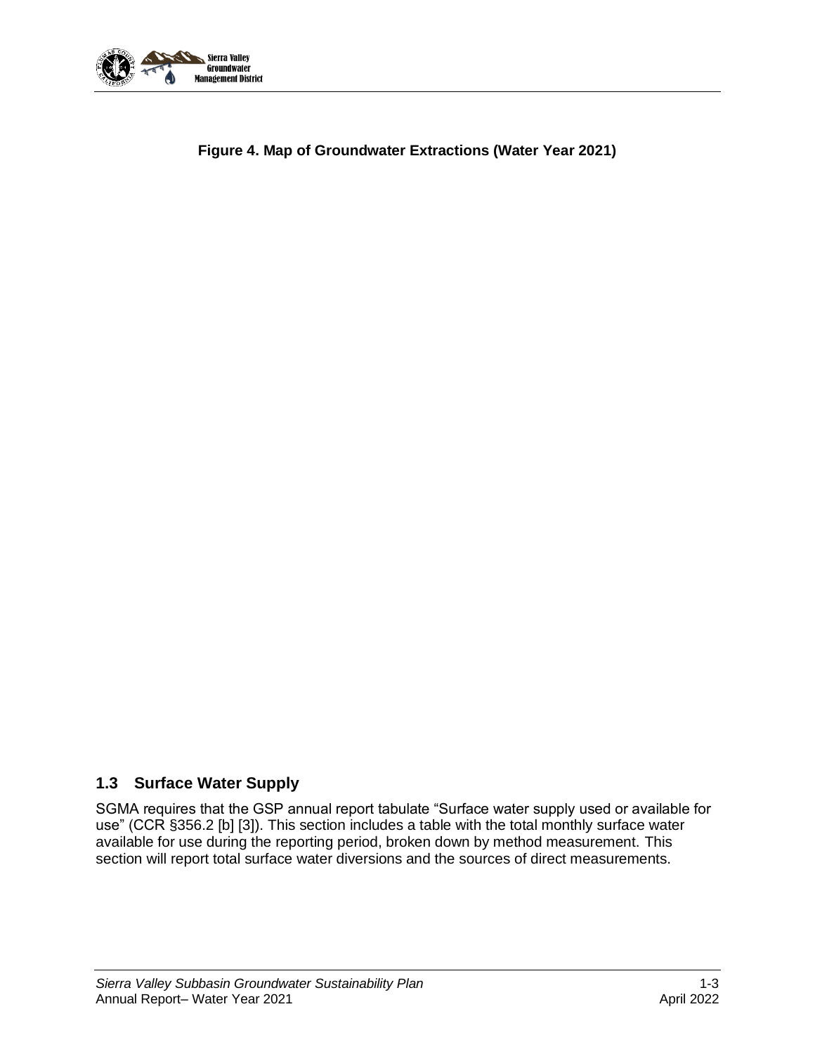**Figure 4. Map of Groundwater Extractions (Water Year 2021)**

## 1.3 Surface Water Supply

SGMA requires that the GSP annual report tabulate "Surface water supply used or available for use" (CCR §356.2 [b] [3]). This section includes a table with the total monthly surface water available for use during the reporting period, broken down by method measurement. This section will report total surface water diversions and the sources of direct measurements.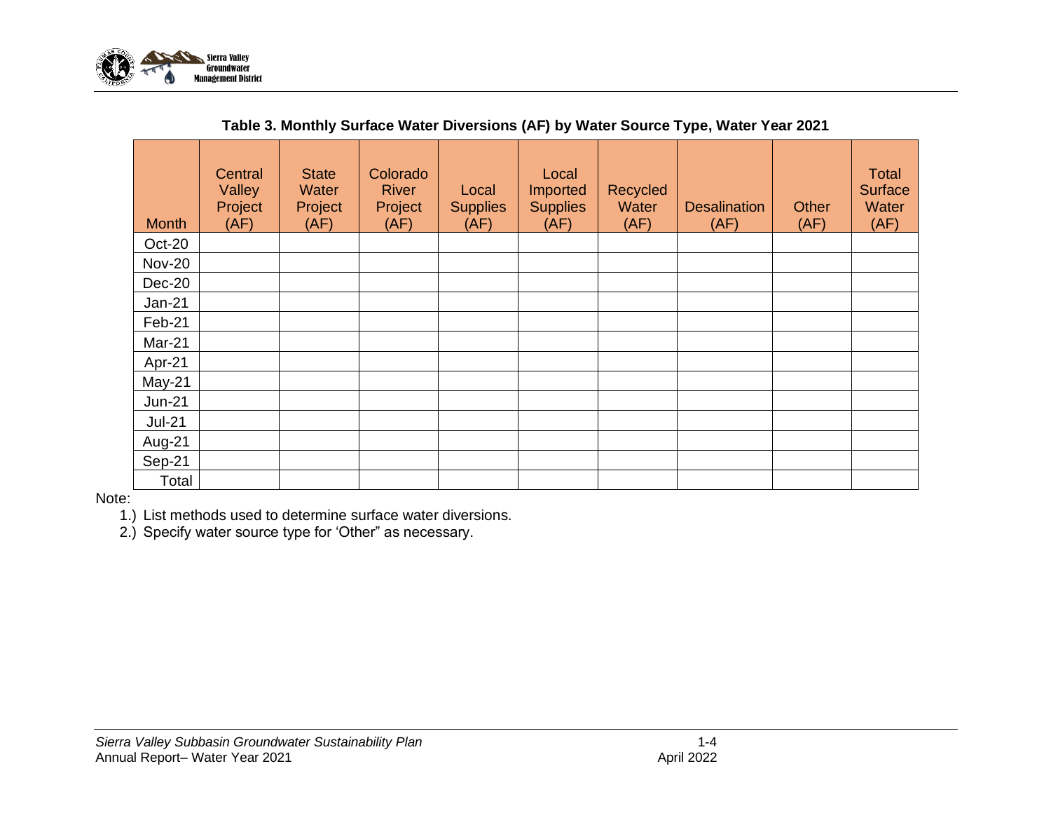**Table 3. Monthly Surface Water Diversions (AF) by Water Source Type, Water Year 2021**

| Month | Central Valley Project (AF) | State Water Project (AF) | Colorado River Project (AF) | Local Supplies (AF) | Local Imported Supplies (AF) | Recycled Water (AF) | Desalination (AF) | Other (AF) | Total Surface Water (AF) |
|---|---|---|---|---|---|---|---|---|---|
| Oct-20 | | | | | | | | | |
| Nov-20 | | | | | | | | | |
| Dec-20 | | | | | | | | | |
| Jan-21 | | | | | | | | | |
| Feb-21 | | | | | | | | | |
| Mar-21 | | | | | | | | | |
| Apr-21 | | | | | | | | | |
| May-21 | | | | | | | | | |
| Jun-21 | | | | | | | | | |
| Jul-21 | | | | | | | | | |
| Aug-21 | | | | | | | | | |
| Sep-21 | | | | | | | | | |
| Total | | | | | | | | | |

Note:

1.) List methods used to determine surface water diversions.

2.) Specify water source type for 'Other" as necessary.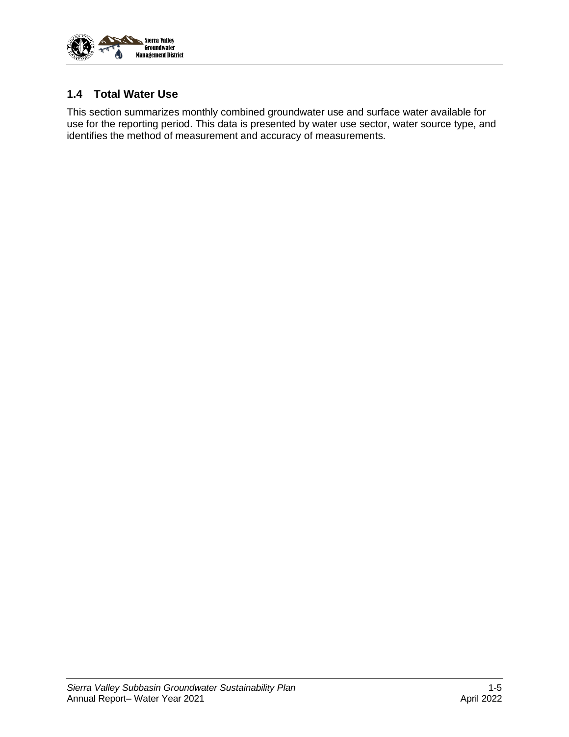## 1.4 Total Water Use

This section summarizes monthly combined groundwater use and surface water available for use for the reporting period. This data is presented by water use sector, water source type, and identifies the method of measurement and accuracy of measurements.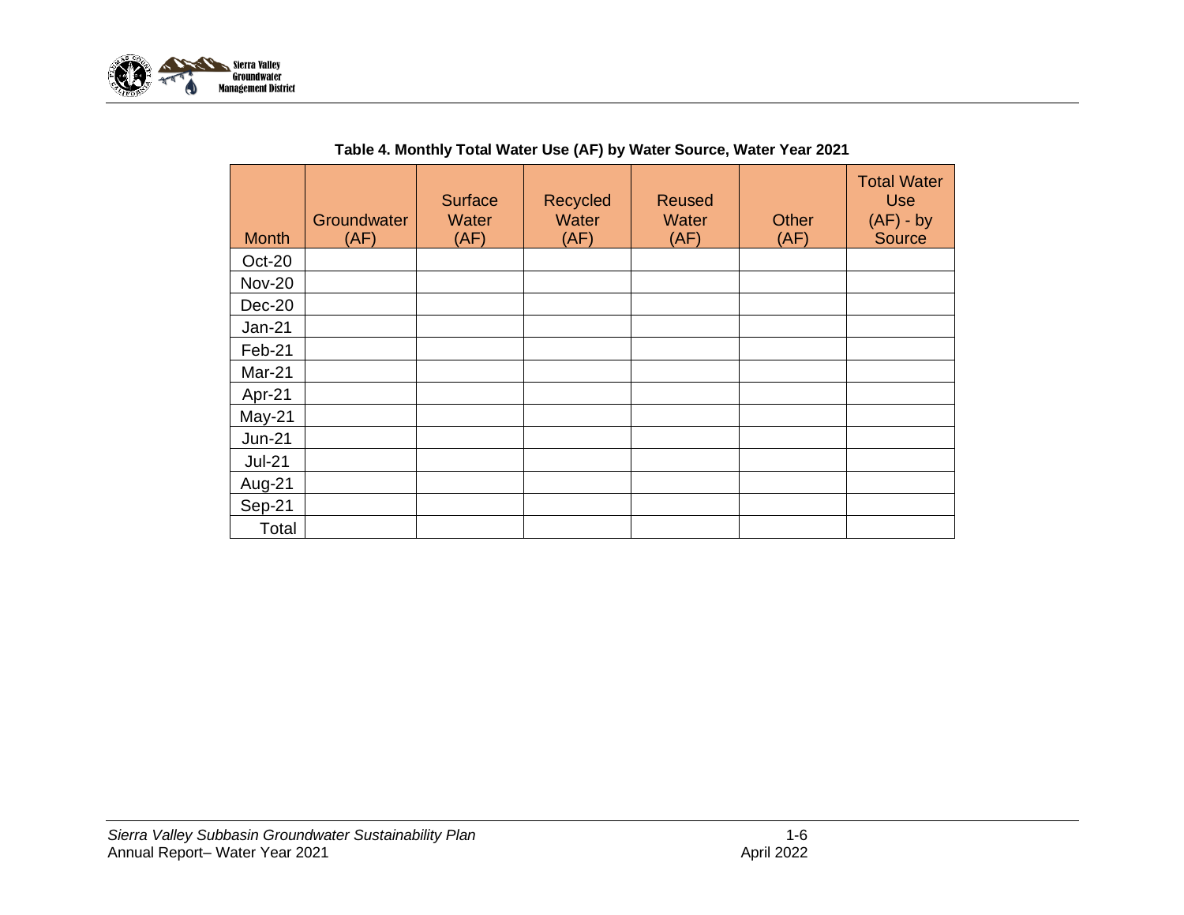**Table 4. Monthly Total Water Use (AF) by Water Source, Water Year 2021**

| Month | Groundwater (AF) | Surface Water (AF) | Recycled Water (AF) | Reused Water (AF) | Other (AF) | Total Water Use (AF) - by Source |
|---|---|---|---|---|---|---|
| Oct-20 | | | | | | |
| Nov-20 | | | | | | |
| Dec-20 | | | | | | |
| Jan-21 | | | | | | |
| Feb-21 | | | | | | |
| Mar-21 | | | | | | |
| Apr-21 | | | | | | |
| May-21 | | | | | | |
| Jun-21 | | | | | | |
| Jul-21 | | | | | | |
| Aug-21 | | | | | | |
| Sep-21 | | | | | | |
| Total | | | | | | |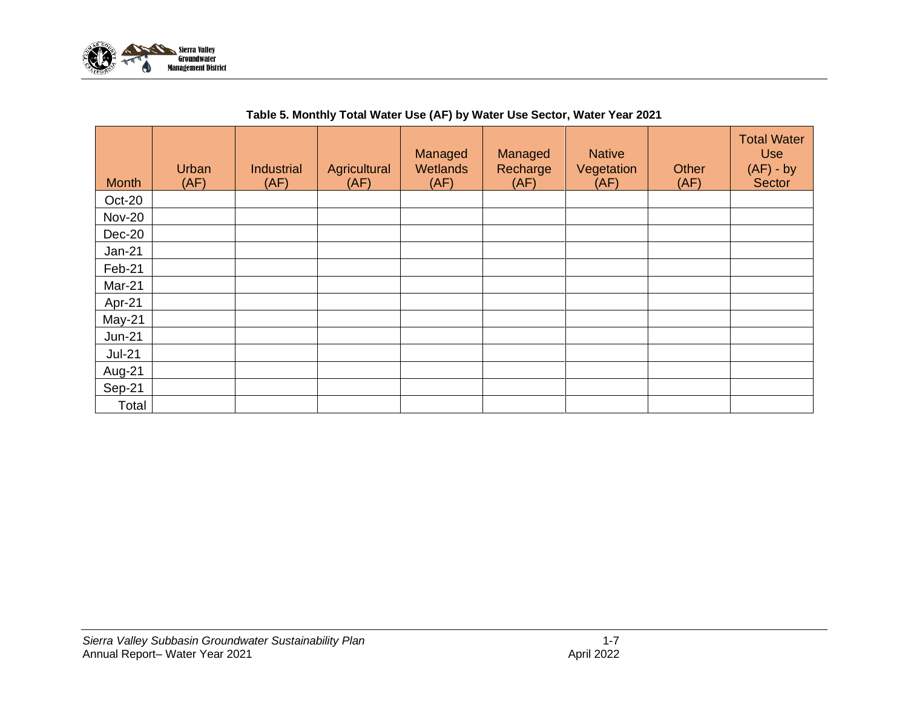**Table 5. Monthly Total Water Use (AF) by Water Use Sector, Water Year 2021**

| Month | Urban (AF) | Industrial (AF) | Agricultural (AF) | Managed Wetlands (AF) | Managed Recharge (AF) | Native Vegetation (AF) | Other (AF) | Total Water Use (AF) - by Sector |
|---|---|---|---|---|---|---|---|---|
| Oct-20 | | | | | | | | |
| Nov-20 | | | | | | | | |
| Dec-20 | | | | | | | | |
| Jan-21 | | | | | | | | |
| Feb-21 | | | | | | | | |
| Mar-21 | | | | | | | | |
| Apr-21 | | | | | | | | |
| May-21 | | | | | | | | |
| Jun-21 | | | | | | | | |
| Jul-21 | | | | | | | | |
| Aug-21 | | | | | | | | |
| Sep-21 | | | | | | | | |
| Total | | | | | | | | |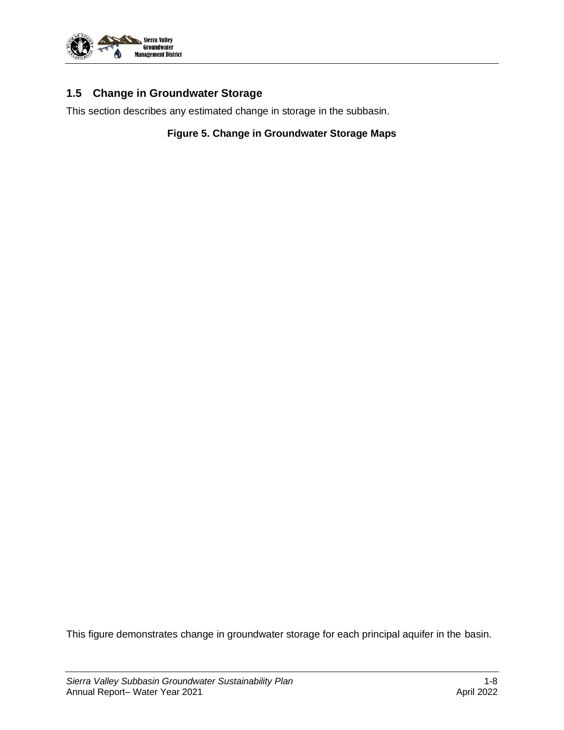## 1.5 Change in Groundwater Storage

This section describes any estimated change in storage in the subbasin.

**Figure 5. Change in Groundwater Storage Maps**

This figure demonstrates change in groundwater storage for each principal aquifer in the basin.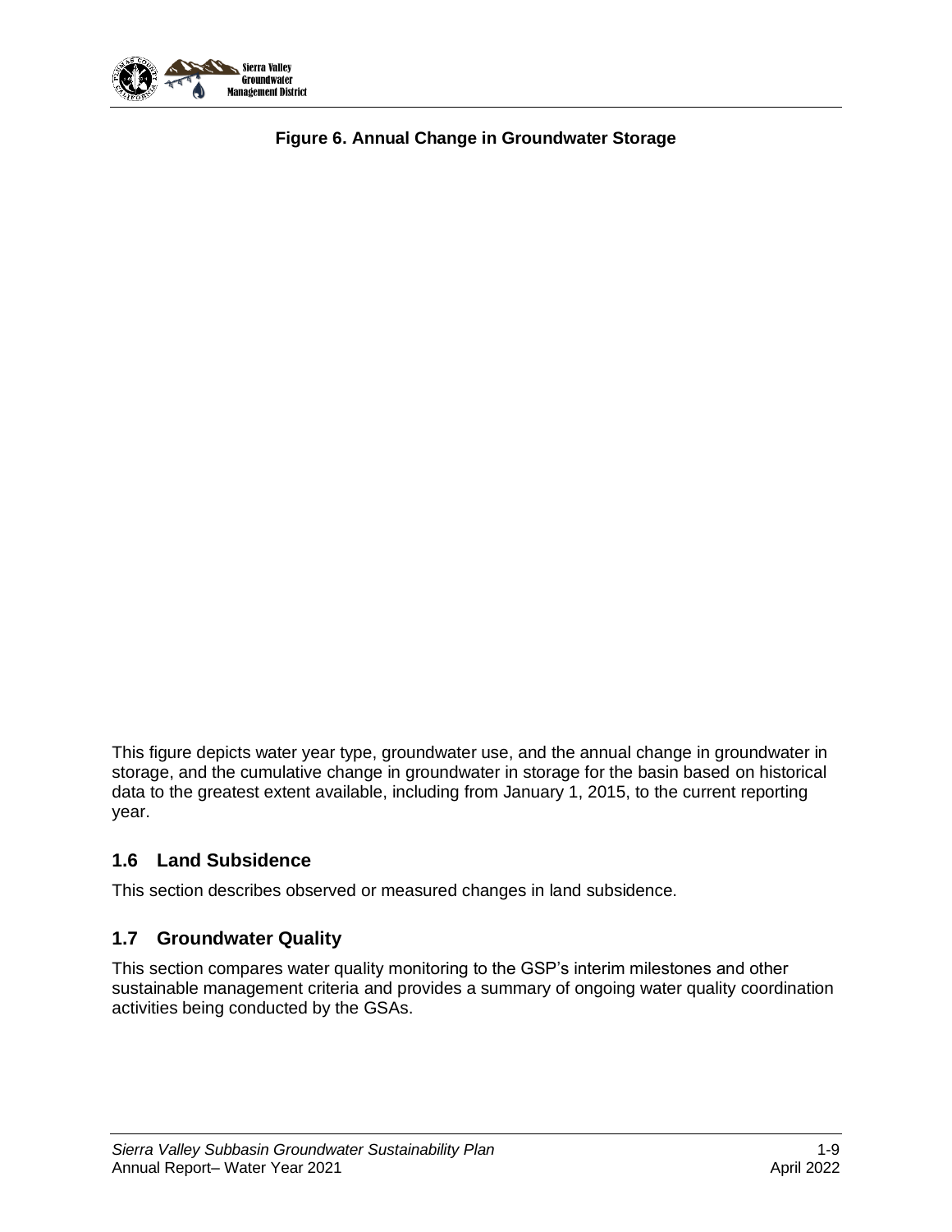**Figure 6. Annual Change in Groundwater Storage**

This figure depicts water year type, groundwater use, and the annual change in groundwater in storage, and the cumulative change in groundwater in storage for the basin based on historical data to the greatest extent available, including from January 1, 2015, to the current reporting year.

## 1.6 Land Subsidence

This section describes observed or measured changes in land subsidence.

## 1.7 Groundwater Quality

This section compares water quality monitoring to the GSP's interim milestones and other sustainable management criteria and provides a summary of ongoing water quality coordination activities being conducted by the GSAs.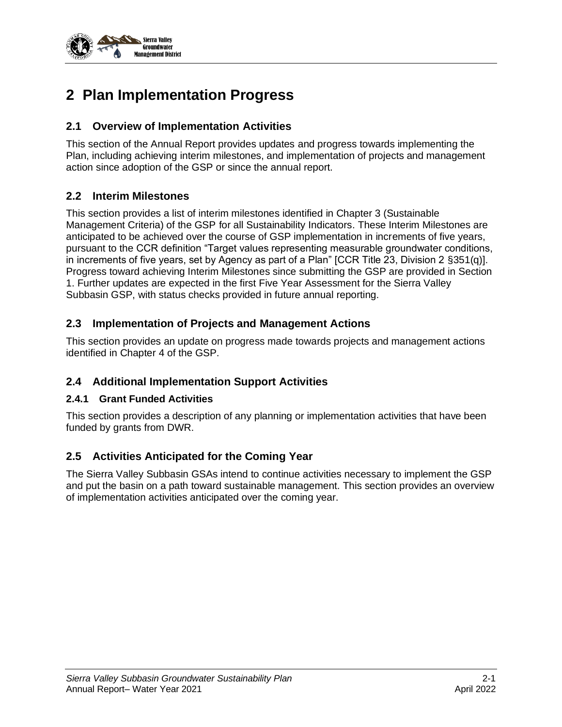# 2 Plan Implementation Progress

## 2.1 Overview of Implementation Activities

This section of the Annual Report provides updates and progress towards implementing the Plan, including achieving interim milestones, and implementation of projects and management action since adoption of the GSP or since the annual report.

## 2.2 Interim Milestones

This section provides a list of interim milestones identified in Chapter 3 (Sustainable Management Criteria) of the GSP for all Sustainability Indicators. These Interim Milestones are anticipated to be achieved over the course of GSP implementation in increments of five years, pursuant to the CCR definition "Target values representing measurable groundwater conditions, in increments of five years, set by Agency as part of a Plan" [CCR Title 23, Division 2 §351(q)]. Progress toward achieving Interim Milestones since submitting the GSP are provided in Section 1. Further updates are expected in the first Five Year Assessment for the Sierra Valley Subbasin GSP, with status checks provided in future annual reporting.

## 2.3 Implementation of Projects and Management Actions

This section provides an update on progress made towards projects and management actions identified in Chapter 4 of the GSP.

## 2.4 Additional Implementation Support Activities

### 2.4.1 Grant Funded Activities

This section provides a description of any planning or implementation activities that have been funded by grants from DWR.

## 2.5 Activities Anticipated for the Coming Year

The Sierra Valley Subbasin GSAs intend to continue activities necessary to implement the GSP and put the basin on a path toward sustainable management. This section provides an overview of implementation activities anticipated over the coming year.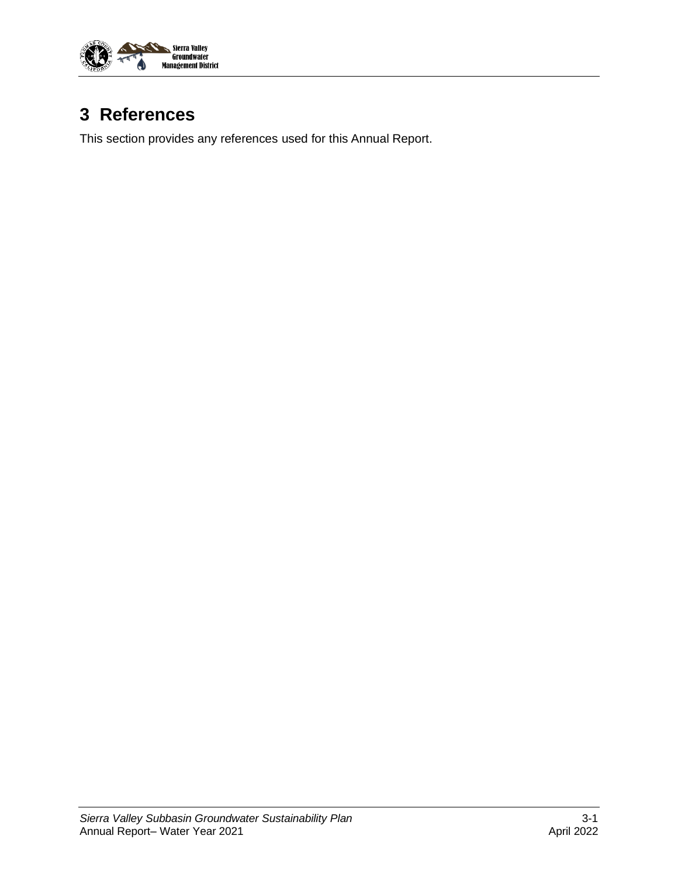# 3 References

This section provides any references used for this Annual Report.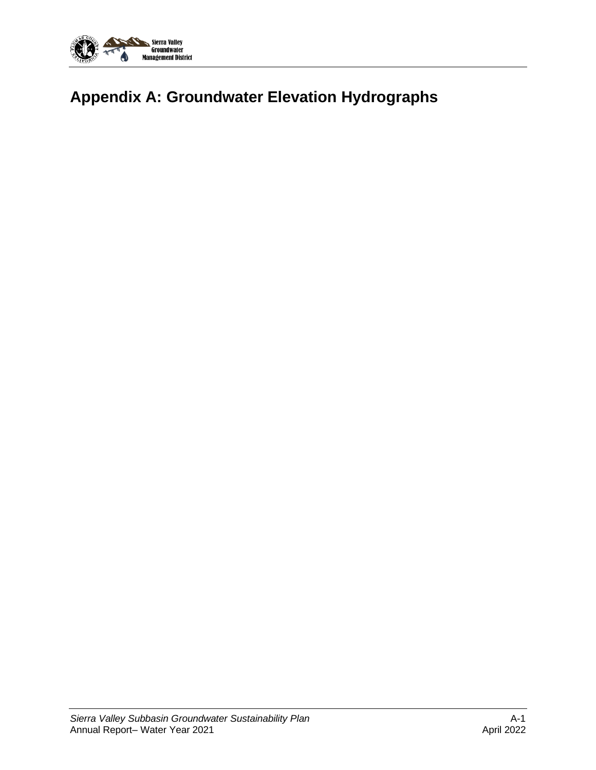# Appendix A: Groundwater Elevation Hydrographs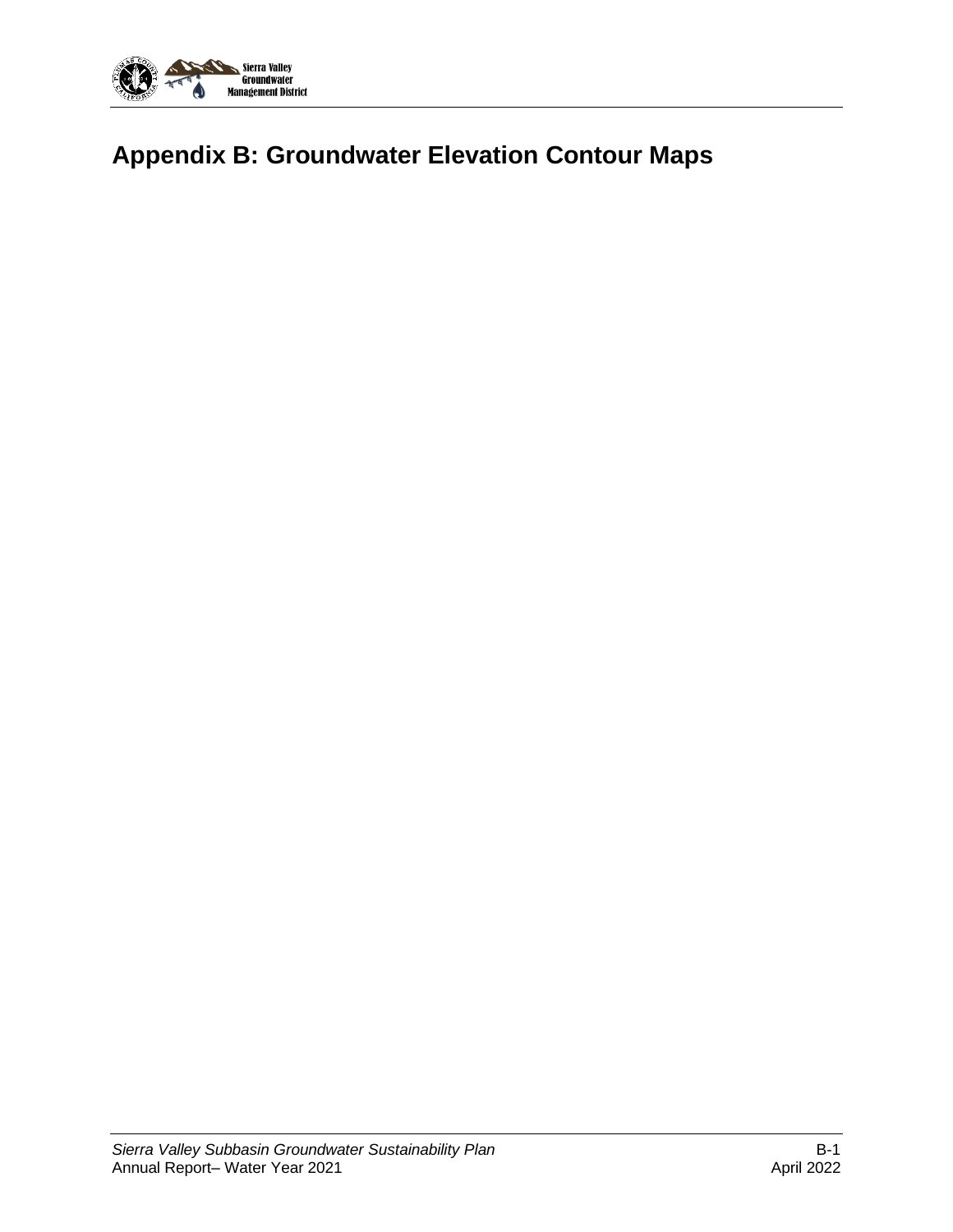# Appendix B: Groundwater Elevation Contour Maps